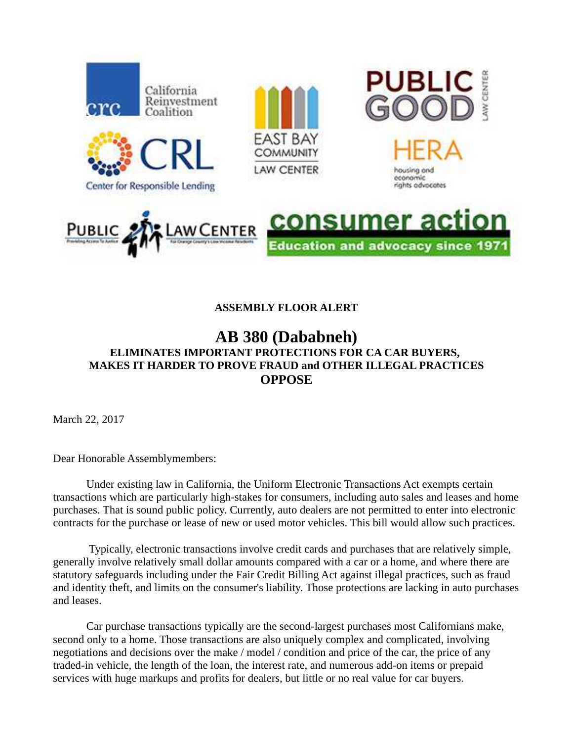**ASSEMBLY FLOOR ALERT**

# AB 380 (Dababneh)

**ELIMINATES IMPORTANT PROTECTIONS FOR CA CAR BUYERS, MAKES IT HARDER TO PROVE FRAUD and OTHER ILLEGAL PRACTICES**

**OPPOSE**

March 22, 2017

Dear Honorable Assemblymembers:

Under existing law in California, the Uniform Electronic Transactions Act exempts certain transactions which are particularly high-stakes for consumers, including auto sales and leases and home purchases. That is sound public policy. Currently, auto dealers are not permitted to enter into electronic contracts for the purchase or lease of new or used motor vehicles. This bill would allow such practices.

Typically, electronic transactions involve credit cards and purchases that are relatively simple, generally involve relatively small dollar amounts compared with a car or a home, and where there are statutory safeguards including under the Fair Credit Billing Act against illegal practices, such as fraud and identity theft, and limits on the consumer's liability. Those protections are lacking in auto purchases and leases.

Car purchase transactions typically are the second-largest purchases most Californians make, second only to a home. Those transactions are also uniquely complex and complicated, involving negotiations and decisions over the make / model / condition and price of the car, the price of any traded-in vehicle, the length of the loan, the interest rate, and numerous add-on items or prepaid services with huge markups and profits for dealers, but little or no real value for car buyers.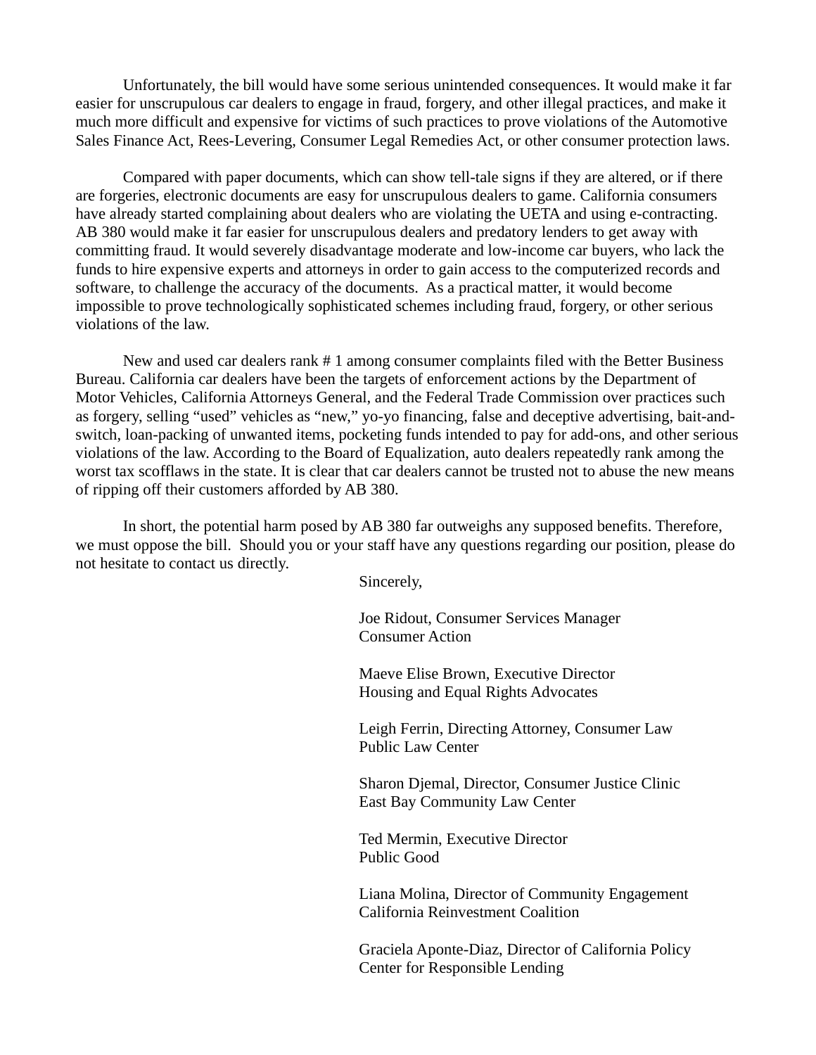Unfortunately, the bill would have some serious unintended consequences. It would make it far easier for unscrupulous car dealers to engage in fraud, forgery, and other illegal practices, and make it much more difficult and expensive for victims of such practices to prove violations of the Automotive Sales Finance Act, Rees-Levering, Consumer Legal Remedies Act, or other consumer protection laws.

Compared with paper documents, which can show tell-tale signs if they are altered, or if there are forgeries, electronic documents are easy for unscrupulous dealers to game. California consumers have already started complaining about dealers who are violating the UETA and using e-contracting. AB 380 would make it far easier for unscrupulous dealers and predatory lenders to get away with committing fraud. It would severely disadvantage moderate and low-income car buyers, who lack the funds to hire expensive experts and attorneys in order to gain access to the computerized records and software, to challenge the accuracy of the documents. As a practical matter, it would become impossible to prove technologically sophisticated schemes including fraud, forgery, or other serious violations of the law.

New and used car dealers rank # 1 among consumer complaints filed with the Better Business Bureau. California car dealers have been the targets of enforcement actions by the Department of Motor Vehicles, California Attorneys General, and the Federal Trade Commission over practices such as forgery, selling "used" vehicles as "new," yo-yo financing, false and deceptive advertising, bait-and-switch, loan-packing of unwanted items, pocketing funds intended to pay for add-ons, and other serious violations of the law. According to the Board of Equalization, auto dealers repeatedly rank among the worst tax scofflaws in the state. It is clear that car dealers cannot be trusted not to abuse the new means of ripping off their customers afforded by AB 380.

In short, the potential harm posed by AB 380 far outweighs any supposed benefits. Therefore, we must oppose the bill. Should you or your staff have any questions regarding our position, please do not hesitate to contact us directly.

Sincerely,

Joe Ridout, Consumer Services Manager
Consumer Action

Maeve Elise Brown, Executive Director
Housing and Equal Rights Advocates

Leigh Ferrin, Directing Attorney, Consumer Law
Public Law Center

Sharon Djemal, Director, Consumer Justice Clinic
East Bay Community Law Center

Ted Mermin, Executive Director
Public Good

Liana Molina, Director of Community Engagement
California Reinvestment Coalition

Graciela Aponte-Diaz, Director of California Policy
Center for Responsible Lending